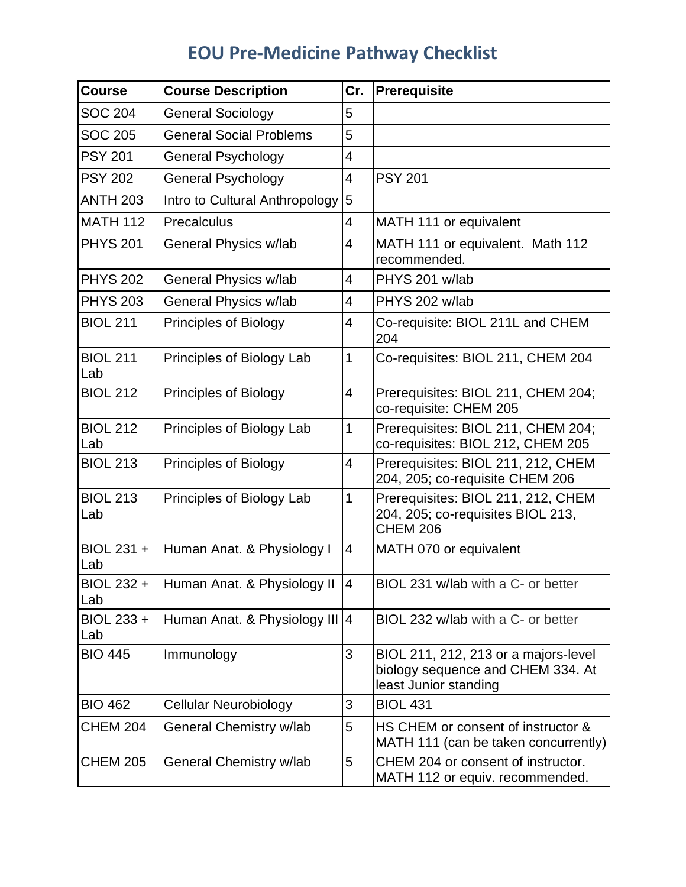# EOU Pre-Medicine Pathway Checklist

| Course | Course Description | Cr. | Prerequisite |
|---|---|---|---|
| SOC 204 | General Sociology | 5 | |
| SOC 205 | General Social Problems | 5 | |
| PSY 201 | General Psychology | 4 | |
| PSY 202 | General Psychology | 4 | PSY 201 |
| ANTH 203 | Intro to Cultural Anthropology | 5 | |
| MATH 112 | Precalculus | 4 | MATH 111 or equivalent |
| PHYS 201 | General Physics w/lab | 4 | MATH 111 or equivalent. Math 112 recommended. |
| PHYS 202 | General Physics w/lab | 4 | PHYS 201 w/lab |
| PHYS 203 | General Physics w/lab | 4 | PHYS 202 w/lab |
| BIOL 211 | Principles of Biology | 4 | Co-requisite: BIOL 211L and CHEM 204 |
| BIOL 211 Lab | Principles of Biology Lab | 1 | Co-requisites: BIOL 211, CHEM 204 |
| BIOL 212 | Principles of Biology | 4 | Prerequisites: BIOL 211, CHEM 204; co-requisite: CHEM 205 |
| BIOL 212 Lab | Principles of Biology Lab | 1 | Prerequisites: BIOL 211, CHEM 204; co-requisites: BIOL 212, CHEM 205 |
| BIOL 213 | Principles of Biology | 4 | Prerequisites: BIOL 211, 212, CHEM 204, 205; co-requisite CHEM 206 |
| BIOL 213 Lab | Principles of Biology Lab | 1 | Prerequisites: BIOL 211, 212, CHEM 204, 205; co-requisites BIOL 213, CHEM 206 |
| BIOL 231 + Lab | Human Anat. & Physiology I | 4 | MATH 070 or equivalent |
| BIOL 232 + Lab | Human Anat. & Physiology II | 4 | BIOL 231 w/lab with a C- or better |
| BIOL 233 + Lab | Human Anat. & Physiology III | 4 | BIOL 232 w/lab with a C- or better |
| BIO 445 | Immunology | 3 | BIOL 211, 212, 213 or a majors-level biology sequence and CHEM 334. At least Junior standing |
| BIO 462 | Cellular Neurobiology | 3 | BIOL 431 |
| CHEM 204 | General Chemistry w/lab | 5 | HS CHEM or consent of instructor & MATH 111 (can be taken concurrently) |
| CHEM 205 | General Chemistry w/lab | 5 | CHEM 204 or consent of instructor. MATH 112 or equiv. recommended. |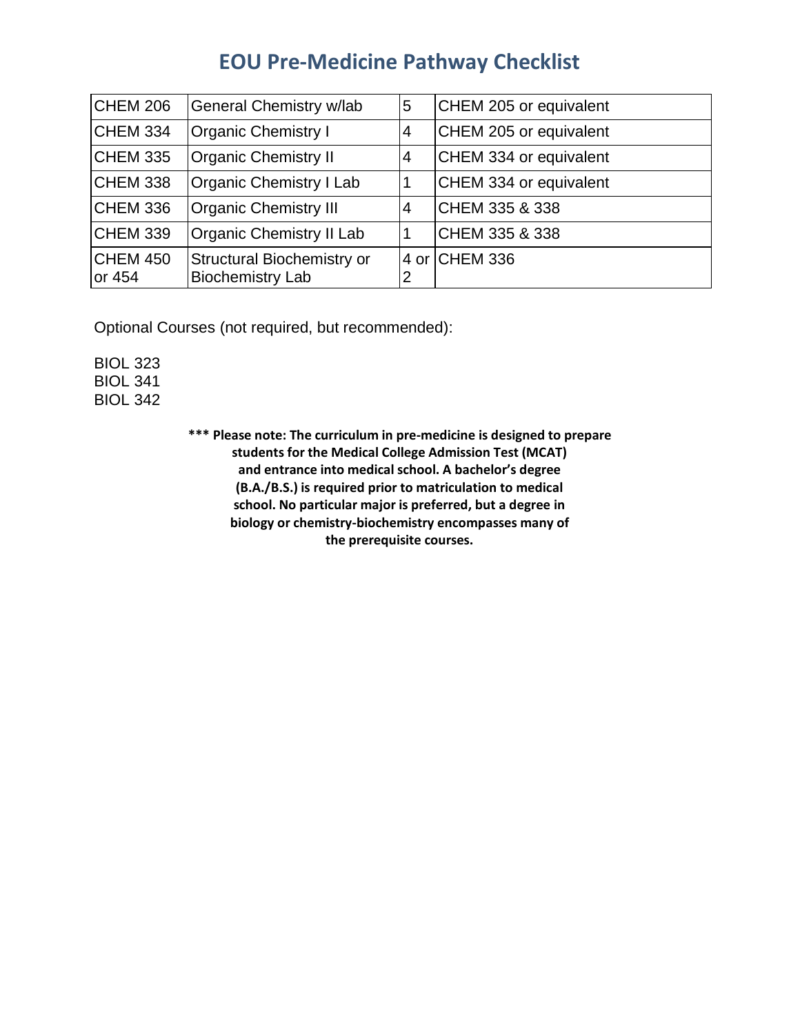# EOU Pre-Medicine Pathway Checklist

| | | | |
|---|---|---|---|
| CHEM 206 | General Chemistry w/lab | 5 | CHEM 205 or equivalent |
| CHEM 334 | Organic Chemistry I | 4 | CHEM 205 or equivalent |
| CHEM 335 | Organic Chemistry II | 4 | CHEM 334 or equivalent |
| CHEM 338 | Organic Chemistry I Lab | 1 | CHEM 334 or equivalent |
| CHEM 336 | Organic Chemistry III | 4 | CHEM 335 & 338 |
| CHEM 339 | Organic Chemistry II Lab | 1 | CHEM 335 & 338 |
| CHEM 450 or 454 | Structural Biochemistry or Biochemistry Lab | 4 or 2 | CHEM 336 |

Optional Courses (not required, but recommended):

BIOL 323
BIOL 341
BIOL 342

**\*\*\* Please note: The curriculum in pre-medicine is designed to prepare students for the Medical College Admission Test (MCAT) and entrance into medical school. A bachelor's degree (B.A./B.S.) is required prior to matriculation to medical school. No particular major is preferred, but a degree in biology or chemistry-biochemistry encompasses many of the prerequisite courses.**